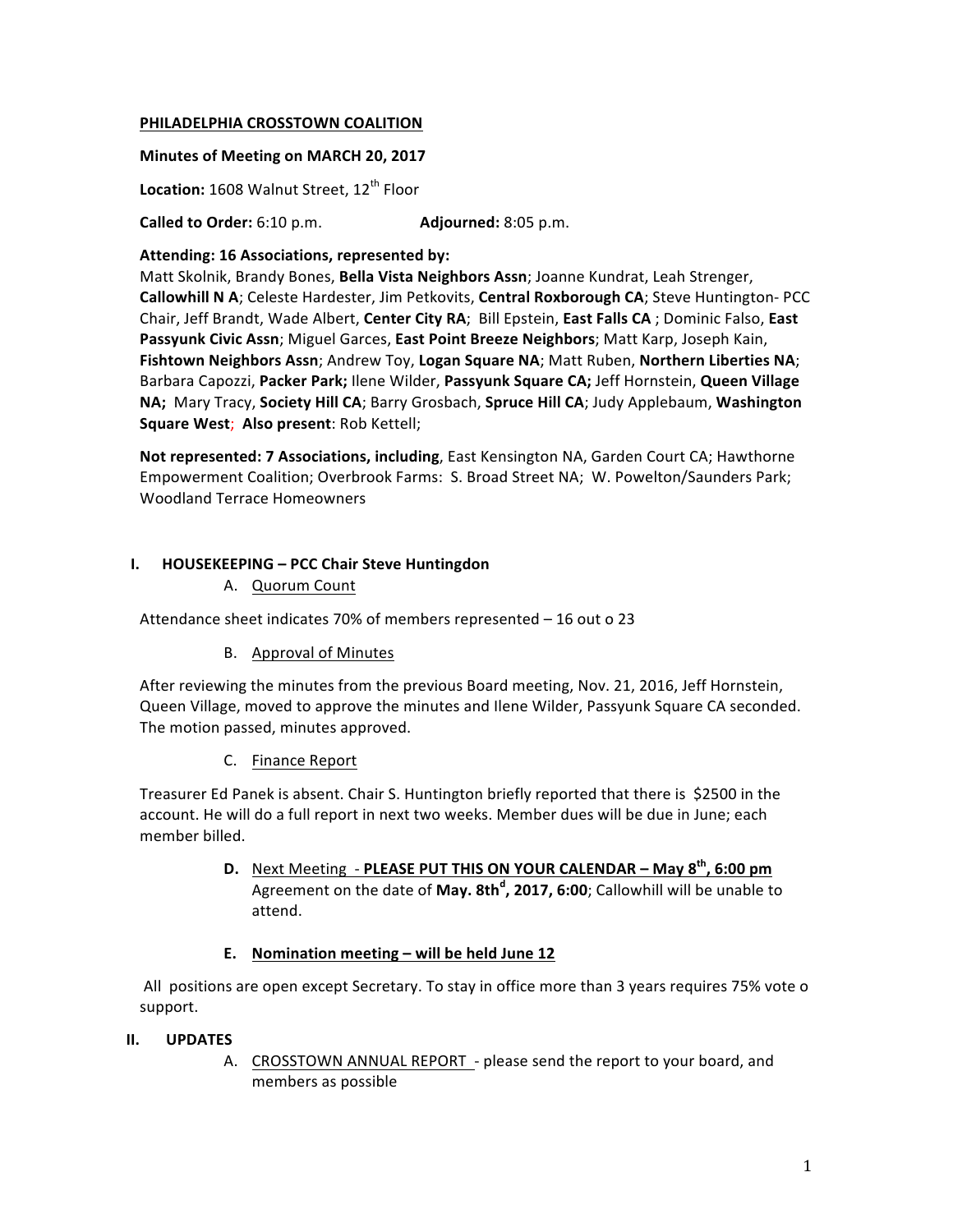**PHILADELPHIA CROSSTOWN COALITION**

**Minutes of Meeting on MARCH 20, 2017**

**Location:** 1608 Walnut Street, 12th Floor

**Called to Order:** 6:10 p.m. **Adjourned:** 8:05 p.m.

**Attending: 16 Associations, represented by:**
Matt Skolnik, Brandy Bones, **Bella Vista Neighbors Assn**; Joanne Kundrat, Leah Strenger, **Callowhill N A**; Celeste Hardester, Jim Petkovits, **Central Roxborough CA**; Steve Huntington- PCC Chair, Jeff Brandt, Wade Albert, **Center City RA**; Bill Epstein, **East Falls CA** ; Dominic Falso, **East Passyunk Civic Assn**; Miguel Garces, **East Point Breeze Neighbors**; Matt Karp, Joseph Kain, **Fishtown Neighbors Assn**; Andrew Toy, **Logan Square NA**; Matt Ruben, **Northern Liberties NA**; Barbara Capozzi, **Packer Park;** Ilene Wilder, **Passyunk Square CA;** Jeff Hornstein, **Queen Village NA;** Mary Tracy, **Society Hill CA**; Barry Grosbach, **Spruce Hill CA**; Judy Applebaum, **Washington Square West**; **Also present**: Rob Kettell;

**Not represented: 7 Associations, including**, East Kensington NA, Garden Court CA; Hawthorne Empowerment Coalition; Overbrook Farms: S. Broad Street NA; W. Powelton/Saunders Park; Woodland Terrace Homeowners

## I. HOUSEKEEPING – PCC Chair Steve Huntingdon

### A. Quorum Count

Attendance sheet indicates 70% of members represented – 16 out o 23

### B. Approval of Minutes

After reviewing the minutes from the previous Board meeting, Nov. 21, 2016, Jeff Hornstein, Queen Village, moved to approve the minutes and Ilene Wilder, Passyunk Square CA seconded. The motion passed, minutes approved.

### C. Finance Report

Treasurer Ed Panek is absent. Chair S. Huntington briefly reported that there is $2500 in the account. He will do a full report in next two weeks. Member dues will be due in June; each member billed.

### D. Next Meeting - PLEASE PUT THIS ON YOUR CALENDAR – May 8th, 6:00 pm

Agreement on the date of **May. 8thd, 2017, 6:00**; Callowhill will be unable to attend.

### E. Nomination meeting – will be held June 12

All positions are open except Secretary. To stay in office more than 3 years requires 75% vote o support.

## II. UPDATES

A. CROSSTOWN ANNUAL REPORT - please send the report to your board, and members as possible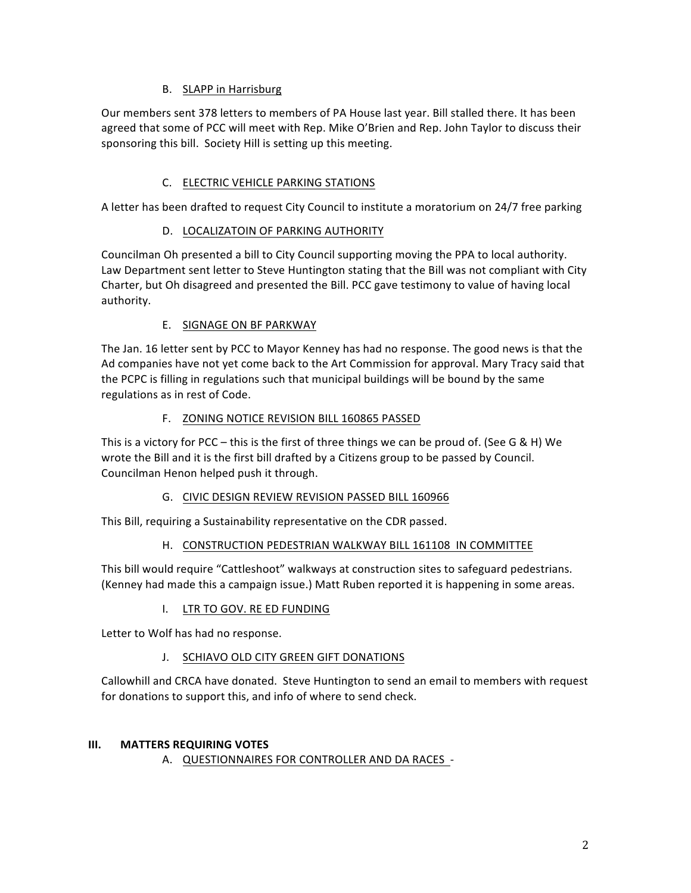### B. SLAPP in Harrisburg

Our members sent 378 letters to members of PA House last year. Bill stalled there. It has been agreed that some of PCC will meet with Rep. Mike O'Brien and Rep. John Taylor to discuss their sponsoring this bill. Society Hill is setting up this meeting.

### C. ELECTRIC VEHICLE PARKING STATIONS

A letter has been drafted to request City Council to institute a moratorium on 24/7 free parking

### D. LOCALIZATOIN OF PARKING AUTHORITY

Councilman Oh presented a bill to City Council supporting moving the PPA to local authority. Law Department sent letter to Steve Huntington stating that the Bill was not compliant with City Charter, but Oh disagreed and presented the Bill. PCC gave testimony to value of having local authority.

### E. SIGNAGE ON BF PARKWAY

The Jan. 16 letter sent by PCC to Mayor Kenney has had no response. The good news is that the Ad companies have not yet come back to the Art Commission for approval. Mary Tracy said that the PCPC is filling in regulations such that municipal buildings will be bound by the same regulations as in rest of Code.

### F. ZONING NOTICE REVISION BILL 160865 PASSED

This is a victory for PCC – this is the first of three things we can be proud of. (See G & H) We wrote the Bill and it is the first bill drafted by a Citizens group to be passed by Council. Councilman Henon helped push it through.

### G. CIVIC DESIGN REVIEW REVISION PASSED BILL 160966

This Bill, requiring a Sustainability representative on the CDR passed.

### H. CONSTRUCTION PEDESTRIAN WALKWAY BILL 161108 IN COMMITTEE

This bill would require "Cattleshoot" walkways at construction sites to safeguard pedestrians. (Kenney had made this a campaign issue.) Matt Ruben reported it is happening in some areas.

### I. LTR TO GOV. RE ED FUNDING

Letter to Wolf has had no response.

### J. SCHIAVO OLD CITY GREEN GIFT DONATIONS

Callowhill and CRCA have donated. Steve Huntington to send an email to members with request for donations to support this, and info of where to send check.

## III. MATTERS REQUIRING VOTES

### A. QUESTIONNAIRES FOR CONTROLLER AND DA RACES -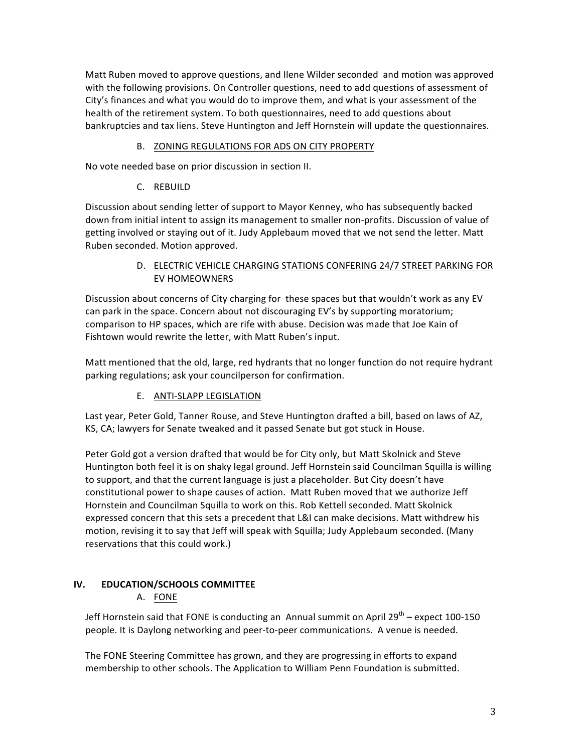Matt Ruben moved to approve questions, and Ilene Wilder seconded and motion was approved with the following provisions. On Controller questions, need to add questions of assessment of City's finances and what you would do to improve them, and what is your assessment of the health of the retirement system. To both questionnaires, need to add questions about bankruptcies and tax liens. Steve Huntington and Jeff Hornstein will update the questionnaires.

### B. ZONING REGULATIONS FOR ADS ON CITY PROPERTY

No vote needed base on prior discussion in section II.

### C. REBUILD

Discussion about sending letter of support to Mayor Kenney, who has subsequently backed down from initial intent to assign its management to smaller non-profits. Discussion of value of getting involved or staying out of it. Judy Applebaum moved that we not send the letter. Matt Ruben seconded. Motion approved.

### D. ELECTRIC VEHICLE CHARGING STATIONS CONFERING 24/7 STREET PARKING FOR EV HOMEOWNERS

Discussion about concerns of City charging for these spaces but that wouldn't work as any EV can park in the space. Concern about not discouraging EV's by supporting moratorium; comparison to HP spaces, which are rife with abuse. Decision was made that Joe Kain of Fishtown would rewrite the letter, with Matt Ruben's input.

Matt mentioned that the old, large, red hydrants that no longer function do not require hydrant parking regulations; ask your councilperson for confirmation.

### E. ANTI-SLAPP LEGISLATION

Last year, Peter Gold, Tanner Rouse, and Steve Huntington drafted a bill, based on laws of AZ, KS, CA; lawyers for Senate tweaked and it passed Senate but got stuck in House.

Peter Gold got a version drafted that would be for City only, but Matt Skolnick and Steve Huntington both feel it is on shaky legal ground. Jeff Hornstein said Councilman Squilla is willing to support, and that the current language is just a placeholder. But City doesn't have constitutional power to shape causes of action. Matt Ruben moved that we authorize Jeff Hornstein and Councilman Squilla to work on this. Rob Kettell seconded. Matt Skolnick expressed concern that this sets a precedent that L&I can make decisions. Matt withdrew his motion, revising it to say that Jeff will speak with Squilla; Judy Applebaum seconded. (Many reservations that this could work.)

## IV. EDUCATION/SCHOOLS COMMITTEE

### A. FONE

Jeff Hornstein said that FONE is conducting an Annual summit on April 29th – expect 100-150 people. It is Daylong networking and peer-to-peer communications. A venue is needed.

The FONE Steering Committee has grown, and they are progressing in efforts to expand membership to other schools. The Application to William Penn Foundation is submitted.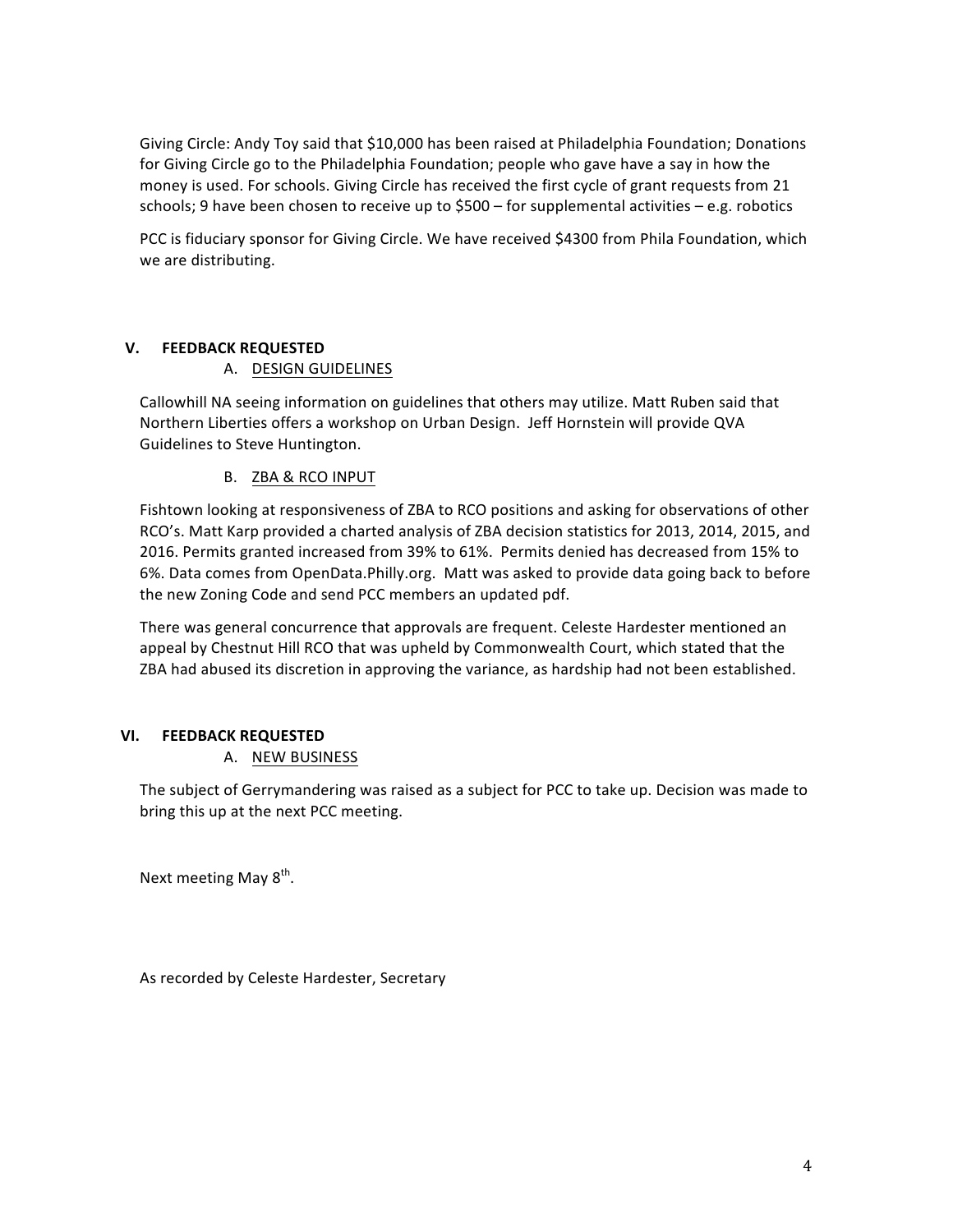Giving Circle: Andy Toy said that $10,000 has been raised at Philadelphia Foundation; Donations for Giving Circle go to the Philadelphia Foundation; people who gave have a say in how the money is used. For schools. Giving Circle has received the first cycle of grant requests from 21 schools; 9 have been chosen to receive up to $500 – for supplemental activities – e.g. robotics

PCC is fiduciary sponsor for Giving Circle. We have received $4300 from Phila Foundation, which we are distributing.

## V. FEEDBACK REQUESTED

### A. DESIGN GUIDELINES

Callowhill NA seeing information on guidelines that others may utilize. Matt Ruben said that Northern Liberties offers a workshop on Urban Design. Jeff Hornstein will provide QVA Guidelines to Steve Huntington.

### B. ZBA & RCO INPUT

Fishtown looking at responsiveness of ZBA to RCO positions and asking for observations of other RCO's. Matt Karp provided a charted analysis of ZBA decision statistics for 2013, 2014, 2015, and 2016. Permits granted increased from 39% to 61%. Permits denied has decreased from 15% to 6%. Data comes from OpenData.Philly.org. Matt was asked to provide data going back to before the new Zoning Code and send PCC members an updated pdf.

There was general concurrence that approvals are frequent. Celeste Hardester mentioned an appeal by Chestnut Hill RCO that was upheld by Commonwealth Court, which stated that the ZBA had abused its discretion in approving the variance, as hardship had not been established.

## VI. FEEDBACK REQUESTED

### A. NEW BUSINESS

The subject of Gerrymandering was raised as a subject for PCC to take up. Decision was made to bring this up at the next PCC meeting.

Next meeting May 8th.

As recorded by Celeste Hardester, Secretary